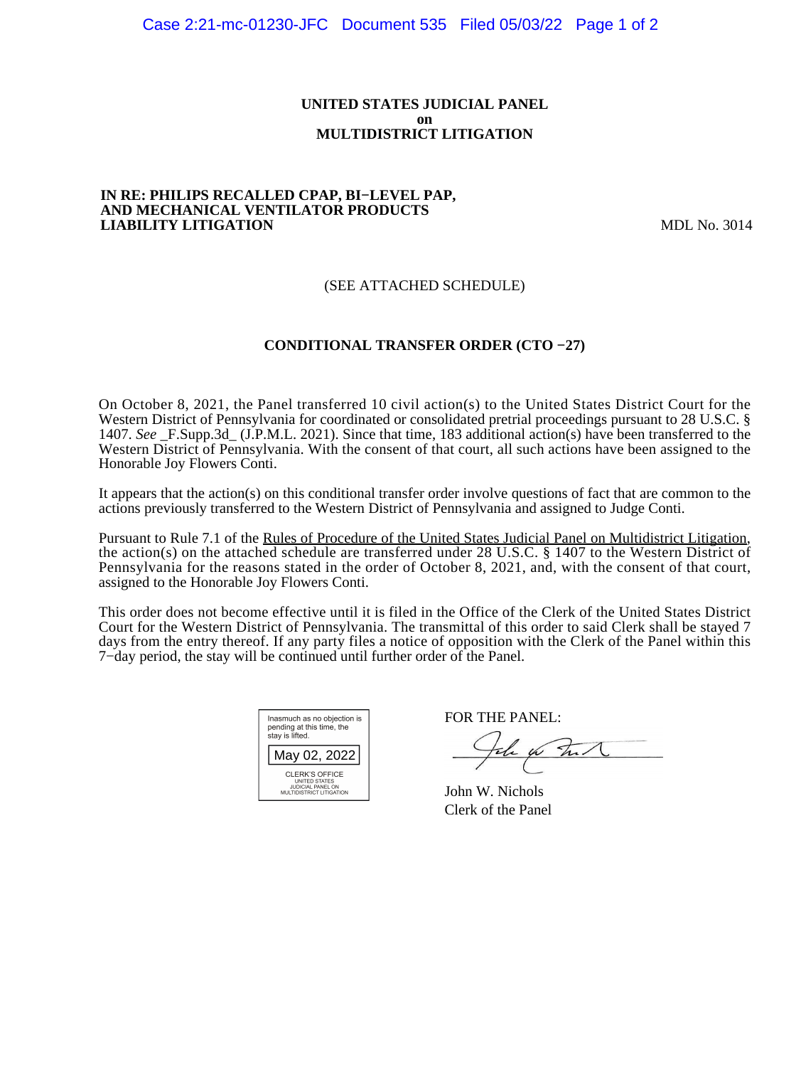**UNITED STATES JUDICIAL PANEL**
**on**
**MULTIDISTRICT LITIGATION**

**IN RE: PHILIPS RECALLED CPAP, BI−LEVEL PAP, AND MECHANICAL VENTILATOR PRODUCTS LIABILITY LITIGATION** MDL No. 3014

(SEE ATTACHED SCHEDULE)

**CONDITIONAL TRANSFER ORDER (CTO −27)**

On October 8, 2021, the Panel transferred 10 civil action(s) to the United States District Court for the Western District of Pennsylvania for coordinated or consolidated pretrial proceedings pursuant to 28 U.S.C. § 1407. *See* _F.Supp.3d_ (J.P.M.L. 2021). Since that time, 183 additional action(s) have been transferred to the Western District of Pennsylvania. With the consent of that court, all such actions have been assigned to the Honorable Joy Flowers Conti.

It appears that the action(s) on this conditional transfer order involve questions of fact that are common to the actions previously transferred to the Western District of Pennsylvania and assigned to Judge Conti.

Pursuant to Rule 7.1 of the Rules of Procedure of the United States Judicial Panel on Multidistrict Litigation, the action(s) on the attached schedule are transferred under 28 U.S.C. § 1407 to the Western District of Pennsylvania for the reasons stated in the order of October 8, 2021, and, with the consent of that court, assigned to the Honorable Joy Flowers Conti.

This order does not become effective until it is filed in the Office of the Clerk of the United States District Court for the Western District of Pennsylvania. The transmittal of this order to said Clerk shall be stayed 7 days from the entry thereof. If any party files a notice of opposition with the Clerk of the Panel within this 7−day period, the stay will be continued until further order of the Panel.

Inasmuch as no objection is pending at this time, the stay is lifted.

May 02, 2022

CLERK'S OFFICE
UNITED STATES
JUDICIAL PANEL ON
MULTIDISTRICT LITIGATION

FOR THE PANEL:

John W. Nichols
Clerk of the Panel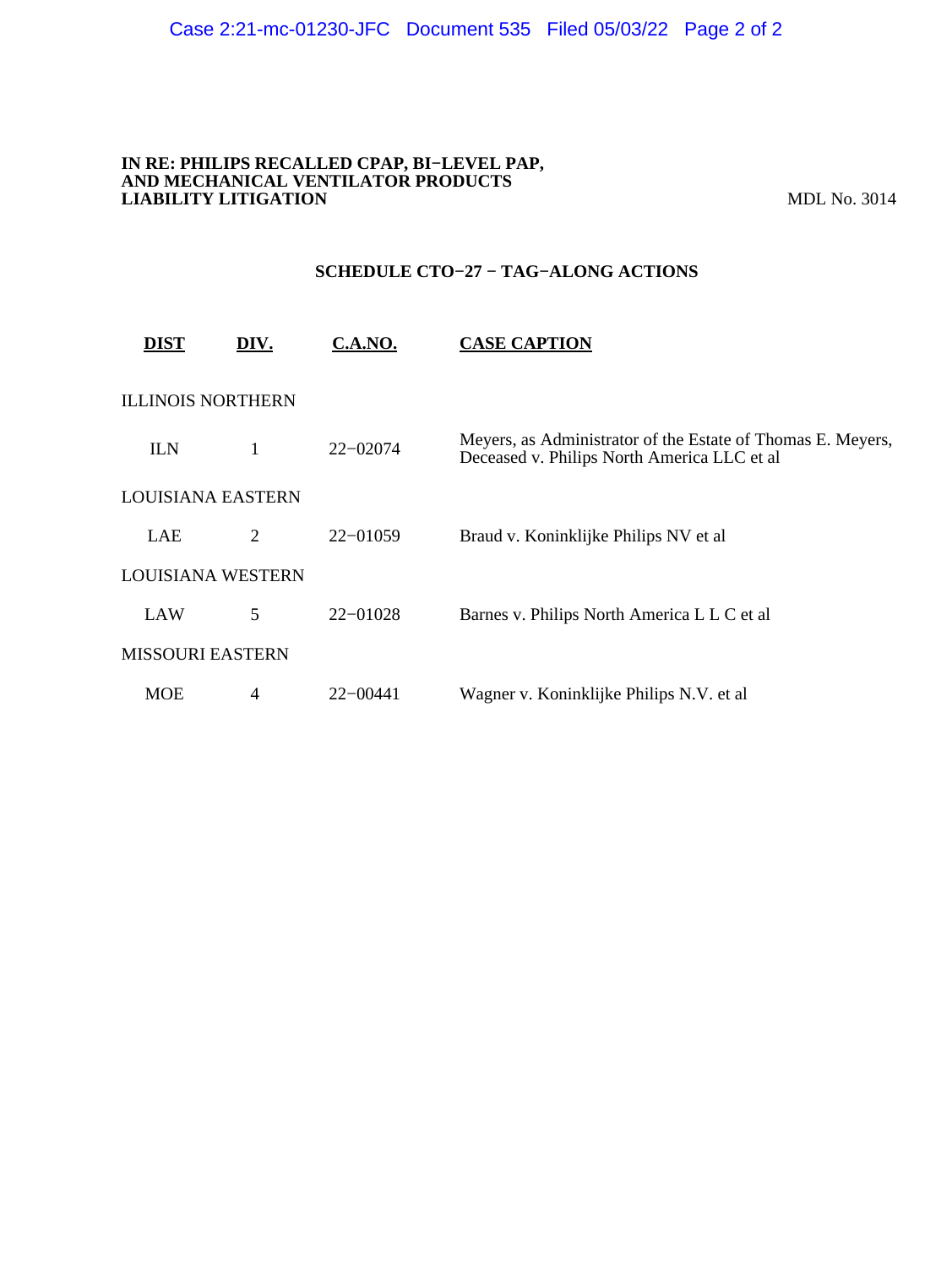**IN RE: PHILIPS RECALLED CPAP, BI−LEVEL PAP, AND MECHANICAL VENTILATOR PRODUCTS LIABILITY LITIGATION**

MDL No. 3014

**SCHEDULE CTO−27 − TAG−ALONG ACTIONS**

| **DIST** | **DIV.** | **C.A.NO.** | **CASE CAPTION** |
|---|---|---|---|
| ILLINOIS NORTHERN | | | |
| ILN | 1 | 22−02074 | Meyers, as Administrator of the Estate of Thomas E. Meyers, Deceased v. Philips North America LLC et al |
| LOUISIANA EASTERN | | | |
| LAE | 2 | 22−01059 | Braud v. Koninklijke Philips NV et al |
| LOUISIANA WESTERN | | | |
| LAW | 5 | 22−01028 | Barnes v. Philips North America L L C et al |
| MISSOURI EASTERN | | | |
| MOE | 4 | 22−00441 | Wagner v. Koninklijke Philips N.V. et al |